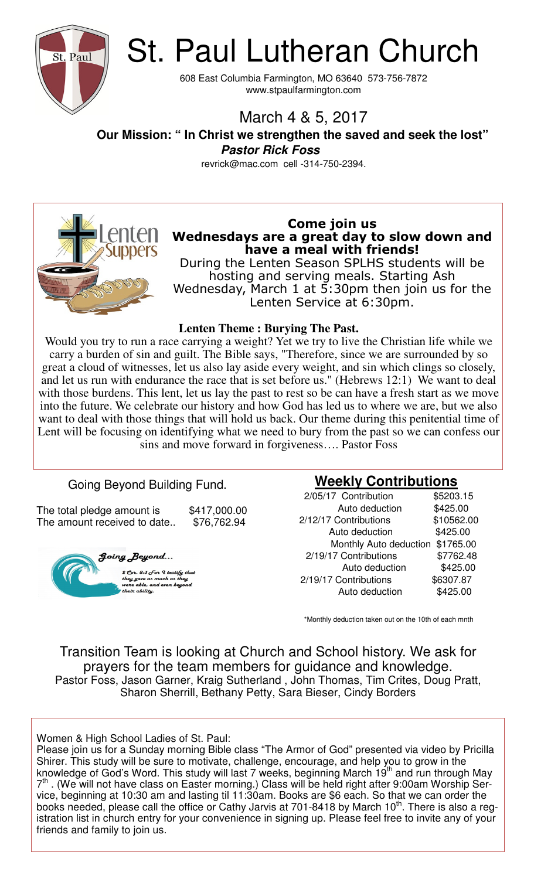# St. Paul Lutheran Church

608 East Columbia Farmington, MO 63640 573-756-7872
www.stpaulfarmington.com

## March 4 & 5, 2017

**Our Mission: " In Christ we strengthen the saved and seek the lost"**

***Pastor Rick Foss***

revrick@mac.com cell -314-750-2394.

---

Lenten Suppers

**Come join us**
**Wednesdays are a great day to slow down and have a meal with friends!**

During the Lenten Season SPLHS students will be hosting and serving meals. Starting Ash Wednesday, March 1 at 5:30pm then join us for the Lenten Service at 6:30pm.

**Lenten Theme : Burying The Past.**

Would you try to run a race carrying a weight? Yet we try to live the Christian life while we carry a burden of sin and guilt. The Bible says, "Therefore, since we are surrounded by so great a cloud of witnesses, let us also lay aside every weight, and sin which clings so closely, and let us run with endurance the race that is set before us." (Hebrews 12:1) We want to deal with those burdens. This lent, let us lay the past to rest so be can have a fresh start as we move into the future. We celebrate our history and how God has led us to where we are, but we also want to deal with those things that will hold us back. Our theme during this penitential time of Lent will be focusing on identifying what we need to bury from the past so we can confess our sins and move forward in forgiveness…. Pastor Foss

---

Going Beyond Building Fund.

| | |
|---|---|
| The total pledge amount is | $417,000.00 |
| The amount received to date.. | $76,762.94 |

*Going Beyond...*

*2 Cor. 8:3 For I testify that they gave as much as they were able, and even beyond their ability.*

## Weekly Contributions

| | |
|---|---|
| 2/05/17 Contribution | $5203.15 |
| Auto deduction | $425.00 |
| 2/12/17 Contributions | $10562.00 |
| Auto deduction | $425.00 |
| Monthly Auto deduction | $1765.00 |
| 2/19/17 Contributions | $7762.48 |
| Auto deduction | $425.00 |
| 2/19/17 Contributions | $6307.87 |
| Auto deduction | $425.00 |

*Monthly deduction taken out on the 10th of each mnth

---

Transition Team is looking at Church and School history. We ask for prayers for the team members for guidance and knowledge.
Pastor Foss, Jason Garner, Kraig Sutherland , John Thomas, Tim Crites, Doug Pratt, Sharon Sherrill, Bethany Petty, Sara Bieser, Cindy Borders

---

Women & High School Ladies of St. Paul:
Please join us for a Sunday morning Bible class "The Armor of God" presented via video by Pricilla Shirer. This study will be sure to motivate, challenge, encourage, and help you to grow in the knowledge of God's Word. This study will last 7 weeks, beginning March 19th and run through May 7th . (We will not have class on Easter morning.) Class will be held right after 9:00am Worship Service, beginning at 10:30 am and lasting til 11:30am. Books are $6 each. So that we can order the books needed, please call the office or Cathy Jarvis at 701-8418 by March 10th. There is also a registration list in church entry for your convenience in signing up. Please feel free to invite any of your friends and family to join us.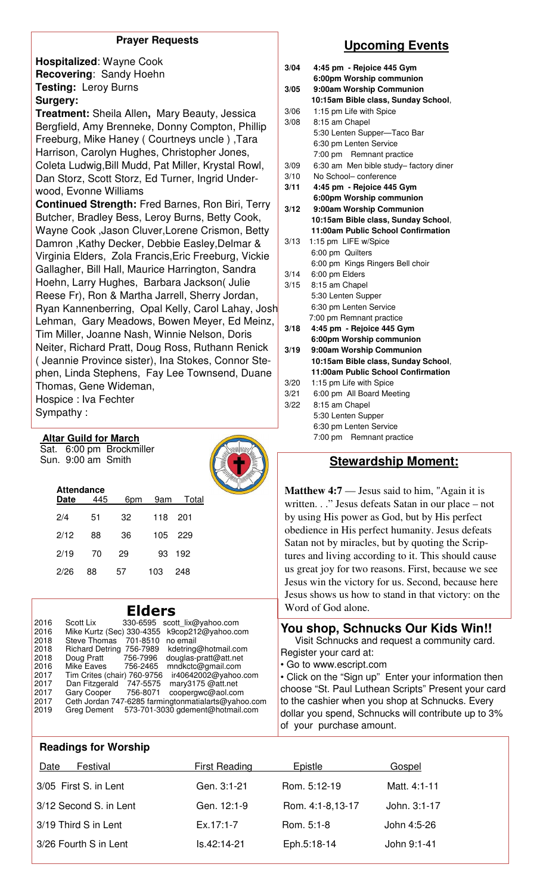## Prayer Requests

**Hospitalized**: Wayne Cook
**Recovering**: Sandy Hoehn
**Testing:** Leroy Burns
**Surgery:**
**Treatment:** Sheila Allen**,** Mary Beauty, Jessica Bergfield, Amy Brenneke, Donny Compton, Phillip Freeburg, Mike Haney ( Courtneys uncle ) ,Tara Harrison, Carolyn Hughes, Christopher Jones, Coleta Ludwig,Bill Mudd, Pat Miller, Krystal Rowl, Dan Storz, Scott Storz, Ed Turner, Ingrid Underwood, Evonne Williams
**Continued Strength:** Fred Barnes, Ron Biri, Terry Butcher, Bradley Bess, Leroy Burns, Betty Cook, Wayne Cook ,Jason Cluver,Lorene Crismon, Betty Damron ,Kathy Decker, Debbie Easley,Delmar & Virginia Elders, Zola Francis,Eric Freeburg, Vickie Gallagher, Bill Hall, Maurice Harrington, Sandra Hoehn, Larry Hughes, Barbara Jackson( Julie Reese Fr), Ron & Martha Jarrell, Sherry Jordan, Ryan Kannenberring, Opal Kelly, Carol Lahay, Josh Lehman, Gary Meadows, Bowen Meyer, Ed Meinz, Tim Miller, Joanne Nash, Winnie Nelson, Doris Neiter, Richard Pratt, Doug Ross, Ruthann Renick ( Jeannie Province sister), Ina Stokes, Connor Stephen, Linda Stephens, Fay Lee Townsend, Duane Thomas, Gene Wideman,
Hospice : Iva Fechter
Sympathy :

**Altar Guild for March**
Sat. 6:00 pm Brockmiller
Sun. 9:00 am Smith

**Attendance**

| Date | 445 | 6pm | 9am | Total |
|---|---|---|---|---|
| 2/4 | 51 | 32 | 118 | 201 |
| 2/12 | 88 | 36 | 105 | 229 |
| 2/19 | 70 | 29 | 93 | 192 |
| 2/26 | 88 | 57 | 103 | 248 |

## Elders

| | | |
|---|---|---|
| 2016 | Scott Lix 330-6595 | scott_lix@yahoo.com |
| 2016 | Mike Kurtz (Sec) 330-4355 | k9cop212@yahoo.com |
| 2018 | Steve Thomas 701-8510 | no email |
| 2018 | Richard Detring 756-7989 | kdetring@hotmail.com |
| 2018 | Doug Pratt 756-7996 | douglas-pratt@att.net |
| 2016 | Mike Eaves 756-2465 | mndkctc@gmail.com |
| 2017 | Tim Crites (chair) 760-9756 | ir40642002@yahoo.com |
| 2017 | Dan Fitzgerald 747-5575 | mary3175 @att.net |
| 2017 | Gary Cooper 756-8071 | coopergwc@aol.com |
| 2017 | Ceth Jordan 747-6285 | farmingtonmatialarts@yahoo.com |
| 2019 | Greg Dement 573-701-3030 | gdement@hotmail.com |

## Upcoming Events

**3/04** **4:45 pm - Rejoice 445 Gym**
**6:00pm Worship communion**
**3/05** **9:00am Worship Communion**
**10:15am Bible class, Sunday School**,
3/06 1:15 pm Life with Spice
3/08 8:15 am Chapel
5:30 Lenten Supper—Taco Bar
6:30 pm Lenten Service
7:00 pm Remnant practice
3/09 6:30 am Men bible study– factory diner
3/10 No School– conference
**3/11** **4:45 pm - Rejoice 445 Gym**
**6:00pm Worship communion**
**3/12** **9:00am Worship Communion**
**10:15am Bible class, Sunday School**,
**11:00am Public School Confirmation**
3/13 1:15 pm LIFE w/Spice
6:00 pm Quilters
6:00 pm Kings Ringers Bell choir
3/14 6:00 pm Elders
3/15 8:15 am Chapel
5:30 Lenten Supper
6:30 pm Lenten Service
7:00 pm Remnant practice
**3/18** **4:45 pm - Rejoice 445 Gym**
**6:00pm Worship communion**
**3/19** **9:00am Worship Communion**
**10:15am Bible class, Sunday School**,
**11:00am Public School Confirmation**
3/20 1:15 pm Life with Spice
3/21 6:00 pm All Board Meeting
3/22 8:15 am Chapel
5:30 Lenten Supper
6:30 pm Lenten Service
7:00 pm Remnant practice

## Stewardship Moment:

**Matthew 4:7** — Jesus said to him, "Again it is written. . ." Jesus defeats Satan in our place – not by using His power as God, but by His perfect obedience in His perfect humanity. Jesus defeats Satan not by miracles, but by quoting the Scriptures and living according to it. This should cause us great joy for two reasons. First, because we see Jesus win the victory for us. Second, because here Jesus shows us how to stand in that victory: on the Word of God alone.

## You shop, Schnucks Our Kids Win!!

Visit Schnucks and request a community card. Register your card at:

- Go to www.escript.com
- Click on the "Sign up" Enter your information then choose "St. Paul Luthean Scripts" Present your card to the cashier when you shop at Schnucks. Every dollar you spend, Schnucks will contribute up to 3% of your purchase amount.

## Readings for Worship

| Date Festival | First Reading | Epistle | Gospel |
|---|---|---|---|
| 3/05 First S. in Lent | Gen. 3:1-21 | Rom. 5:12-19 | Matt. 4:1-11 |
| 3/12 Second S. in Lent | Gen. 12:1-9 | Rom. 4:1-8,13-17 | John. 3:1-17 |
| 3/19 Third S in Lent | Ex.17:1-7 | Rom. 5:1-8 | John 4:5-26 |
| 3/26 Fourth S in Lent | Is.42:14-21 | Eph.5:18-14 | John 9:1-41 |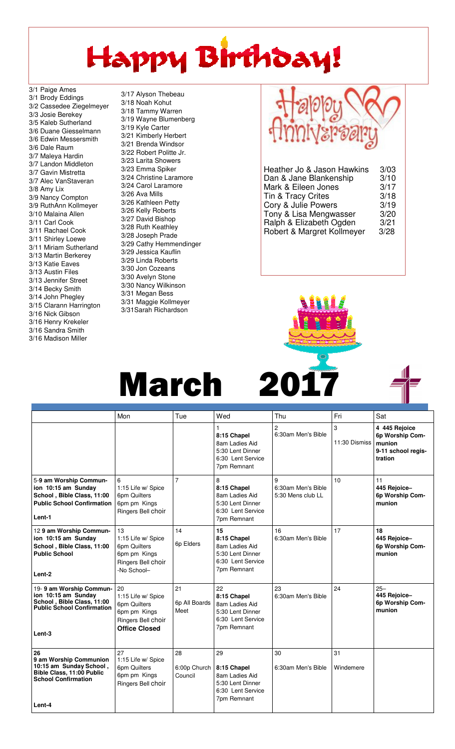# Happy Birthday!

3/1 Paige Ames
3/1 Brody Eddings
3/2 Cassedee Ziegelmeyer
3/3 Josie Berekey
3/5 Kaleb Sutherland
3/6 Duane Giesselmann
3/6 Edwin Messersmith
3/6 Dale Raum
3/7 Maleya Hardin
3/7 Landon Middleton
3/7 Gavin Mistretta
3/7 Alec VanStaveran
3/8 Amy Lix
3/9 Nancy Compton
3/9 RuthAnn Kollmeyer
3/10 Malaina Allen
3/11 Carl Cook
3/11 Rachael Cook
3/11 Shirley Loewe
3/11 Miriam Sutherland
3/13 Martin Berkerey
3/13 Katie Eaves
3/13 Austin Files
3/13 Jennifer Street
3/14 Becky Smith
3/14 John Phegley
3/15 Clarann Harrington
3/16 Nick Gibson
3/16 Henry Krekeler
3/16 Sandra Smith
3/16 Madison Miller
3/17 Alyson Thebeau
3/18 Noah Kohut
3/18 Tammy Warren
3/19 Wayne Blumenberg
3/19 Kyle Carter
3/21 Kimberly Herbert
3/21 Brenda Windsor
3/22 Robert Politte Jr.
3/23 Larita Showers
3/23 Emma Spiker
3/24 Christine Laramore
3/24 Carol Laramore
3/26 Ava Mills
3/26 Kathleen Petty
3/26 Kelly Roberts
3/27 David Bishop
3/28 Ruth Keathley
3/28 Joseph Prade
3/29 Cathy Hemmendinger
3/29 Jessica Kauflin
3/29 Linda Roberts
3/30 Jon Cozeans
3/30 Avelyn Stone
3/30 Nancy Wilkinson
3/31 Megan Bess
3/31 Maggie Kollmeyer
3/31Sarah Richardson

## Happy Anniversary

| | |
|---|---|
| Heather Jo & Jason Hawkins | 3/03 |
| Dan & Jane Blankenship | 3/10 |
| Mark & Eileen Jones | 3/17 |
| Tin & Tracy Crites | 3/18 |
| Cory & Julie Powers | 3/19 |
| Tony & Lisa Mengwasser | 3/20 |
| Ralph & Elizabeth Ogden | 3/21 |
| Robert & Margret Kollmeyer | 3/28 |

# March 2017

| | Mon | Tue | Wed | Thu | Fri | Sat |
|---|---|---|---|---|---|---|
| | | | 1 **8:15 Chapel** 8am Ladies Aid 5:30 Lent Dinner 6:30 Lent Service 7pm Remnant | 2 6:30am Men's Bible | 3 11:30 Dismiss | **4 445 Rejoice 6p Worship Communion 9-11 school registration** |
| 5-**9 am Worship Communion 10:15 am Sunday School , Bible Class, 11:00 Public School Confirmation** Lent-1 | 6 1:15 Life w/ Spice 6pm Quilters 6pm pm Kings Ringers Bell choir | 7 | 8 **8:15 Chapel** 8am Ladies Aid 5:30 Lent Dinner 6:30 Lent Service 7pm Remnant | 9 6:30am Men's Bible 5:30 Mens club LL | 10 | 11 **445 Rejoice– 6p Worship Communion** |
| 12 **9 am Worship Communion 10:15 am Sunday School , Bible Class, 11:00 Public School** Lent-2 | 13 1:15 Life w/ Spice 6pm Quilters 6pm pm Kings Ringers Bell choir -No School– | 14 6p Elders | **15 8:15 Chapel** 8am Ladies Aid 5:30 Lent Dinner 6:30 Lent Service 7pm Remnant | 16 6:30am Men's Bible | 17 | **18 445 Rejoice– 6p Worship Communion** |
| 19- **9 am Worship Communion 10:15 am Sunday School , Bible Class, 11:00 Public School Confirmation** Lent-3 | 20 1:15 Life w/ Spice 6pm Quilters 6pm pm Kings Ringers Bell choir **Office Closed** | 21 6p All Boards Meet | 22 **8:15 Chapel** 8am Ladies Aid 5:30 Lent Dinner 6:30 Lent Service 7pm Remnant | 23 6:30am Men's Bible | 24 | **25– 445 Rejoice– 6p Worship Communion** |
| **26 9 am Worship Communion 10:15 am Sunday School , Bible Class, 11:00 Public School Confirmation** Lent-4 | 27 1:15 Life w/ Spice 6pm Quilters 6pm pm Kings Ringers Bell choir | 28 6:00p Church Council | 29 **8:15 Chapel** 8am Ladies Aid 5:30 Lent Dinner 6:30 Lent Service 7pm Remnant | 30 6:30am Men's Bible | 31 Windemere | |